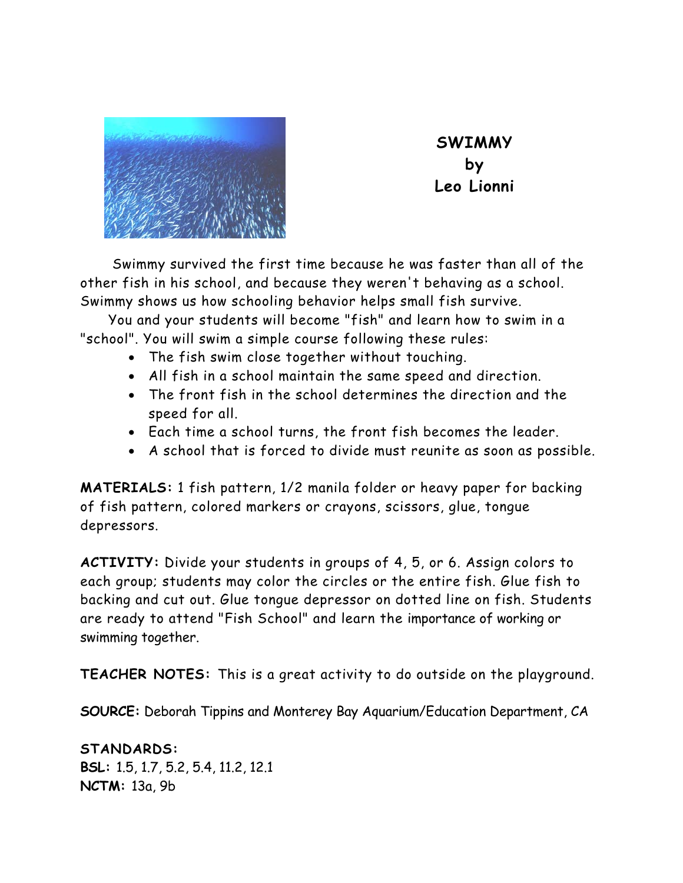# SWIMMY
## by
## Leo Lionni

Swimmy survived the first time because he was faster than all of the other fish in his school, and because they weren't behaving as a school. Swimmy shows us how schooling behavior helps small fish survive.

You and your students will become "fish" and learn how to swim in a "school". You will swim a simple course following these rules:

- The fish swim close together without touching.
- All fish in a school maintain the same speed and direction.
- The front fish in the school determines the direction and the speed for all.
- Each time a school turns, the front fish becomes the leader.
- A school that is forced to divide must reunite as soon as possible.

**MATERIALS:** 1 fish pattern, 1/2 manila folder or heavy paper for backing of fish pattern, colored markers or crayons, scissors, glue, tongue depressors.

**ACTIVITY:** Divide your students in groups of 4, 5, or 6. Assign colors to each group; students may color the circles or the entire fish. Glue fish to backing and cut out. Glue tongue depressor on dotted line on fish. Students are ready to attend "Fish School" and learn the importance of working or swimming together.

**TEACHER NOTES:** This is a great activity to do outside on the playground.

**SOURCE:** Deborah Tippins and Monterey Bay Aquarium/Education Department, CA

**STANDARDS:**
**BSL:** 1.5, 1.7, 5.2, 5.4, 11.2, 12.1
**NCTM:** 13a, 9b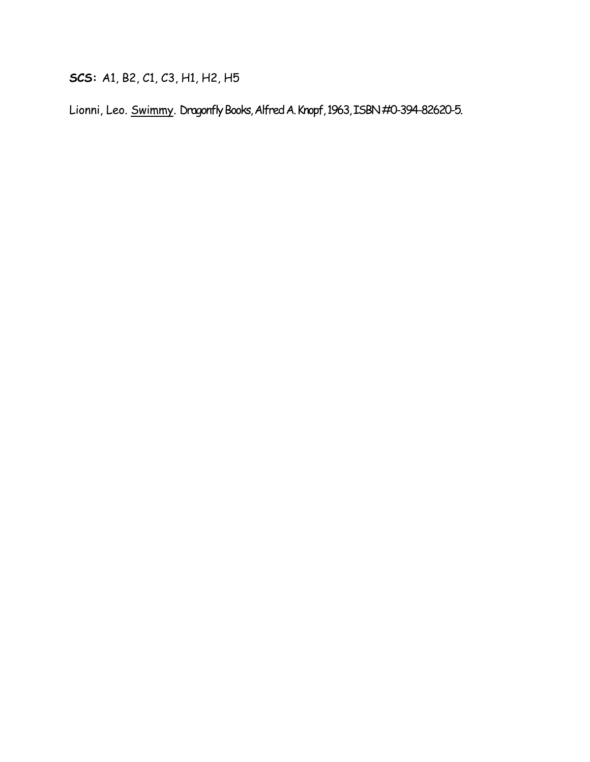**SCS:** A1, B2, C1, C3, H1, H2, H5

Lionni, Leo. Swimmy. Dragonfly Books, Alfred A. Knopf, 1963, ISBN #0-394-82620-5.